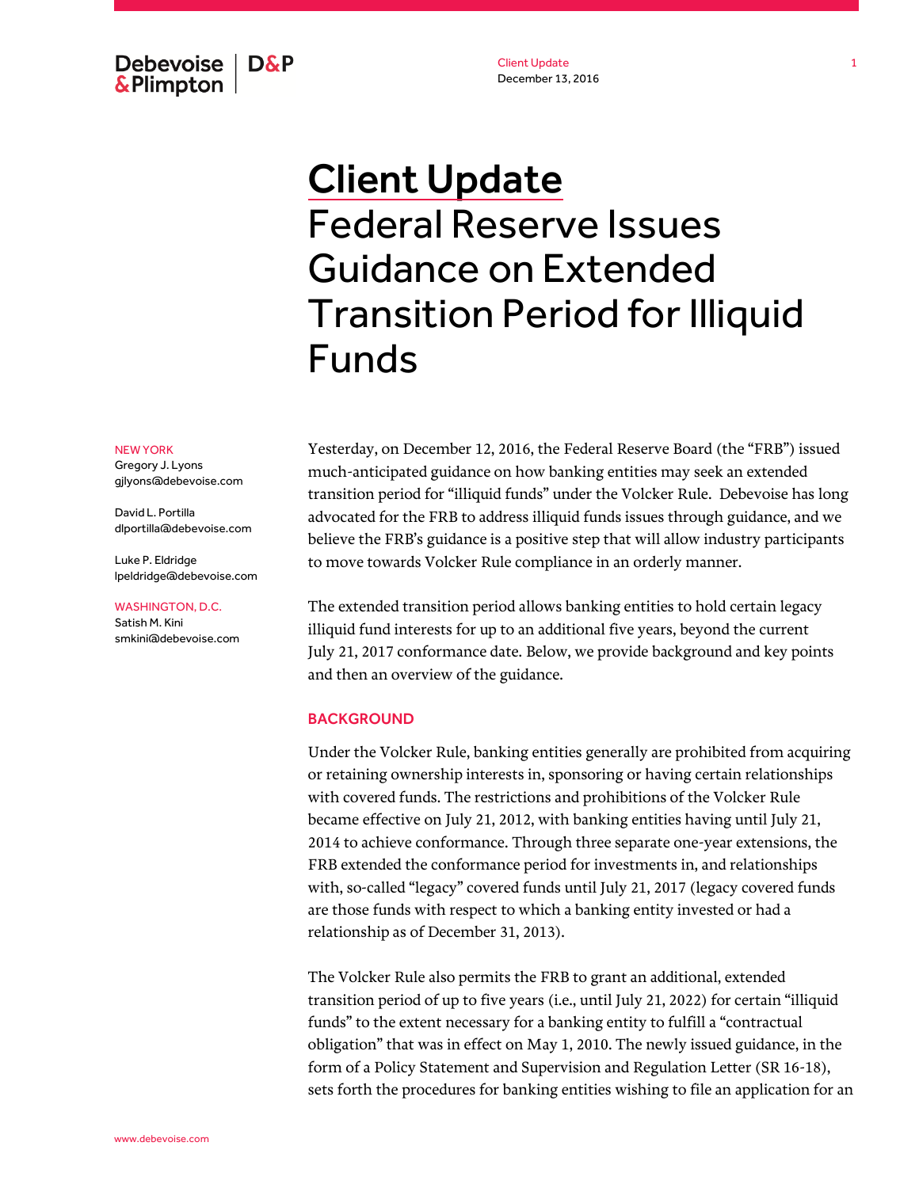# Client Update

## Federal Reserve Issues Guidance on Extended Transition Period for Illiquid Funds

NEW YORK

Gregory J. Lyons
gjlyons@debevoise.com

David L. Portilla
dlportilla@debevoise.com

Luke P. Eldridge
lpeldridge@debevoise.com

WASHINGTON, D.C.

Satish M. Kini
smkini@debevoise.com

Yesterday, on December 12, 2016, the Federal Reserve Board (the "FRB") issued much-anticipated guidance on how banking entities may seek an extended transition period for "illiquid funds" under the Volcker Rule. Debevoise has long advocated for the FRB to address illiquid funds issues through guidance, and we believe the FRB's guidance is a positive step that will allow industry participants to move towards Volcker Rule compliance in an orderly manner.

The extended transition period allows banking entities to hold certain legacy illiquid fund interests for up to an additional five years, beyond the current July 21, 2017 conformance date. Below, we provide background and key points and then an overview of the guidance.

### BACKGROUND

Under the Volcker Rule, banking entities generally are prohibited from acquiring or retaining ownership interests in, sponsoring or having certain relationships with covered funds. The restrictions and prohibitions of the Volcker Rule became effective on July 21, 2012, with banking entities having until July 21, 2014 to achieve conformance. Through three separate one-year extensions, the FRB extended the conformance period for investments in, and relationships with, so-called "legacy" covered funds until July 21, 2017 (legacy covered funds are those funds with respect to which a banking entity invested or had a relationship as of December 31, 2013).

The Volcker Rule also permits the FRB to grant an additional, extended transition period of up to five years (i.e., until July 21, 2022) for certain "illiquid funds" to the extent necessary for a banking entity to fulfill a "contractual obligation" that was in effect on May 1, 2010. The newly issued guidance, in the form of a Policy Statement and Supervision and Regulation Letter (SR 16-18), sets forth the procedures for banking entities wishing to file an application for an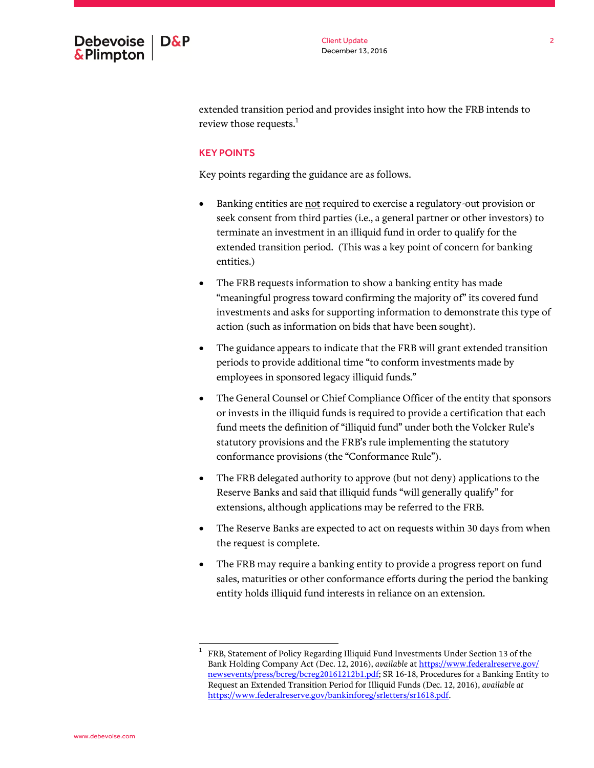extended transition period and provides insight into how the FRB intends to review those requests.[1]

## KEY POINTS

Key points regarding the guidance are as follows.

- Banking entities are <u>not</u> required to exercise a regulatory-out provision or seek consent from third parties (i.e., a general partner or other investors) to terminate an investment in an illiquid fund in order to qualify for the extended transition period. (This was a key point of concern for banking entities.)
- The FRB requests information to show a banking entity has made "meaningful progress toward confirming the majority of" its covered fund investments and asks for supporting information to demonstrate this type of action (such as information on bids that have been sought).
- The guidance appears to indicate that the FRB will grant extended transition periods to provide additional time "to conform investments made by employees in sponsored legacy illiquid funds."
- The General Counsel or Chief Compliance Officer of the entity that sponsors or invests in the illiquid funds is required to provide a certification that each fund meets the definition of "illiquid fund" under both the Volcker Rule's statutory provisions and the FRB's rule implementing the statutory conformance provisions (the "Conformance Rule").
- The FRB delegated authority to approve (but not deny) applications to the Reserve Banks and said that illiquid funds "will generally qualify" for extensions, although applications may be referred to the FRB.
- The Reserve Banks are expected to act on requests within 30 days from when the request is complete.
- The FRB may require a banking entity to provide a progress report on fund sales, maturities or other conformance efforts during the period the banking entity holds illiquid fund interests in reliance on an extension.

---

[1] FRB, Statement of Policy Regarding Illiquid Fund Investments Under Section 13 of the Bank Holding Company Act (Dec. 12, 2016), *available* at https://www.federalreserve.gov/newsevents/press/bcreg/bcreg20161212b1.pdf; SR 16-18, Procedures for a Banking Entity to Request an Extended Transition Period for Illiquid Funds (Dec. 12, 2016), *available at* https://www.federalreserve.gov/bankinforeg/srletters/sr1618.pdf.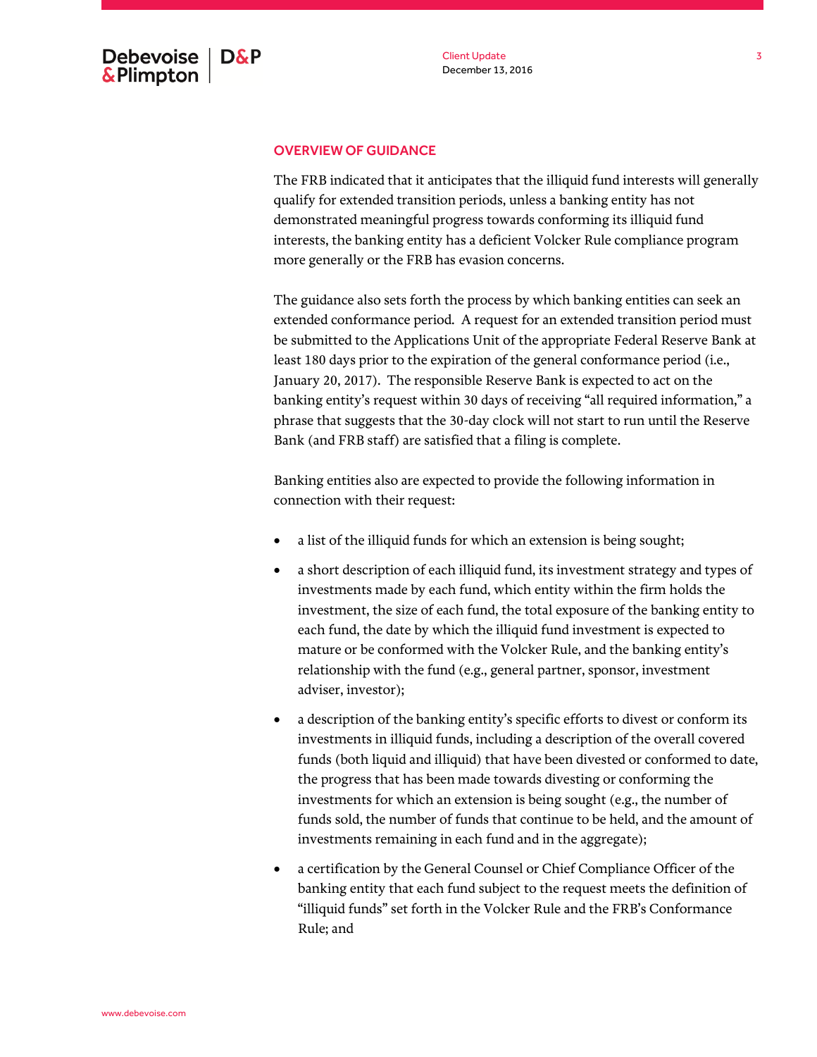## OVERVIEW OF GUIDANCE

The FRB indicated that it anticipates that the illiquid fund interests will generally qualify for extended transition periods, unless a banking entity has not demonstrated meaningful progress towards conforming its illiquid fund interests, the banking entity has a deficient Volcker Rule compliance program more generally or the FRB has evasion concerns.

The guidance also sets forth the process by which banking entities can seek an extended conformance period. A request for an extended transition period must be submitted to the Applications Unit of the appropriate Federal Reserve Bank at least 180 days prior to the expiration of the general conformance period (i.e., January 20, 2017). The responsible Reserve Bank is expected to act on the banking entity's request within 30 days of receiving "all required information," a phrase that suggests that the 30-day clock will not start to run until the Reserve Bank (and FRB staff) are satisfied that a filing is complete.

Banking entities also are expected to provide the following information in connection with their request:

- a list of the illiquid funds for which an extension is being sought;
- a short description of each illiquid fund, its investment strategy and types of investments made by each fund, which entity within the firm holds the investment, the size of each fund, the total exposure of the banking entity to each fund, the date by which the illiquid fund investment is expected to mature or be conformed with the Volcker Rule, and the banking entity's relationship with the fund (e.g., general partner, sponsor, investment adviser, investor);
- a description of the banking entity's specific efforts to divest or conform its investments in illiquid funds, including a description of the overall covered funds (both liquid and illiquid) that have been divested or conformed to date, the progress that has been made towards divesting or conforming the investments for which an extension is being sought (e.g., the number of funds sold, the number of funds that continue to be held, and the amount of investments remaining in each fund and in the aggregate);
- a certification by the General Counsel or Chief Compliance Officer of the banking entity that each fund subject to the request meets the definition of "illiquid funds" set forth in the Volcker Rule and the FRB's Conformance Rule; and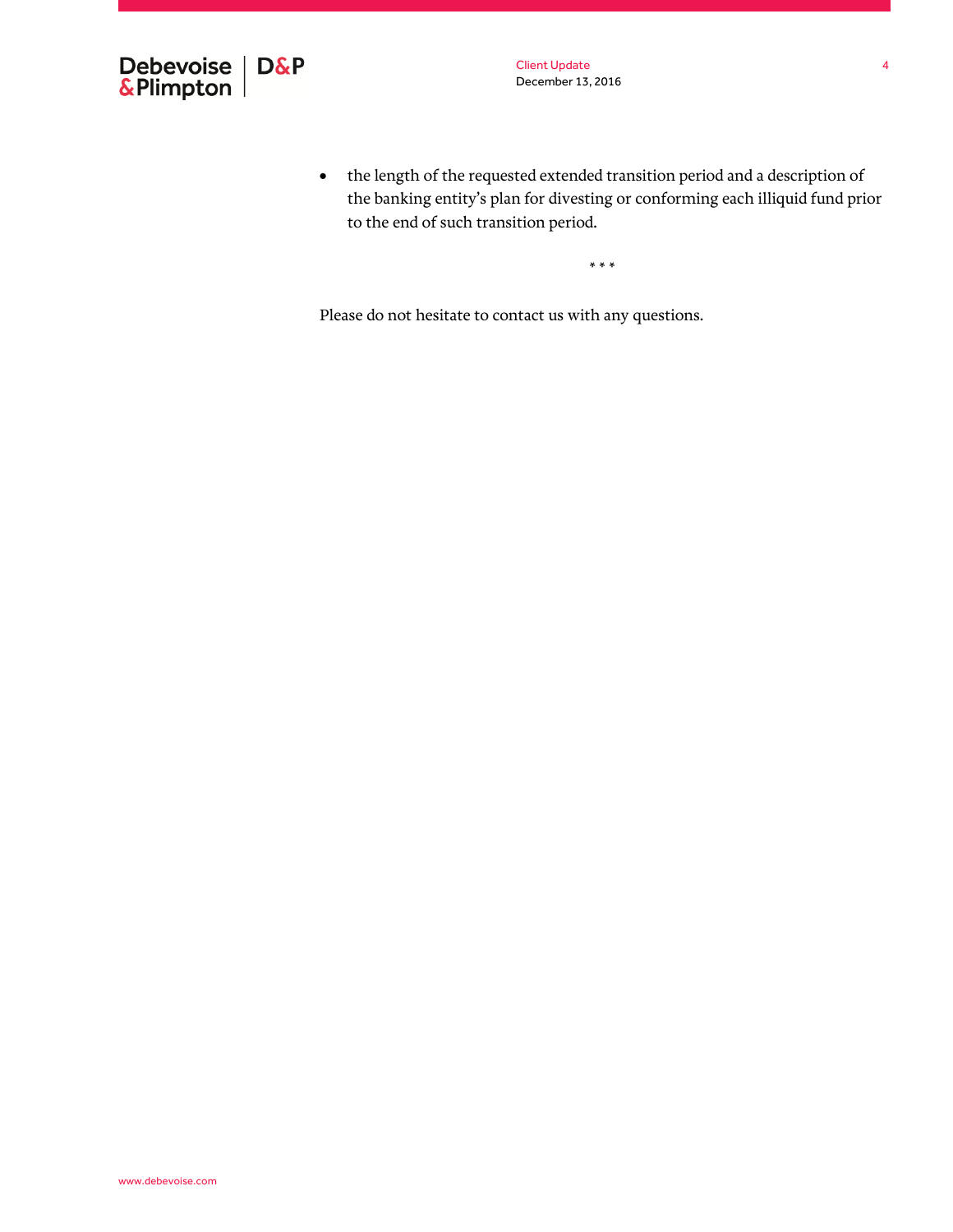- the length of the requested extended transition period and a description of the banking entity's plan for divesting or conforming each illiquid fund prior to the end of such transition period.

\* \* \*

Please do not hesitate to contact us with any questions.